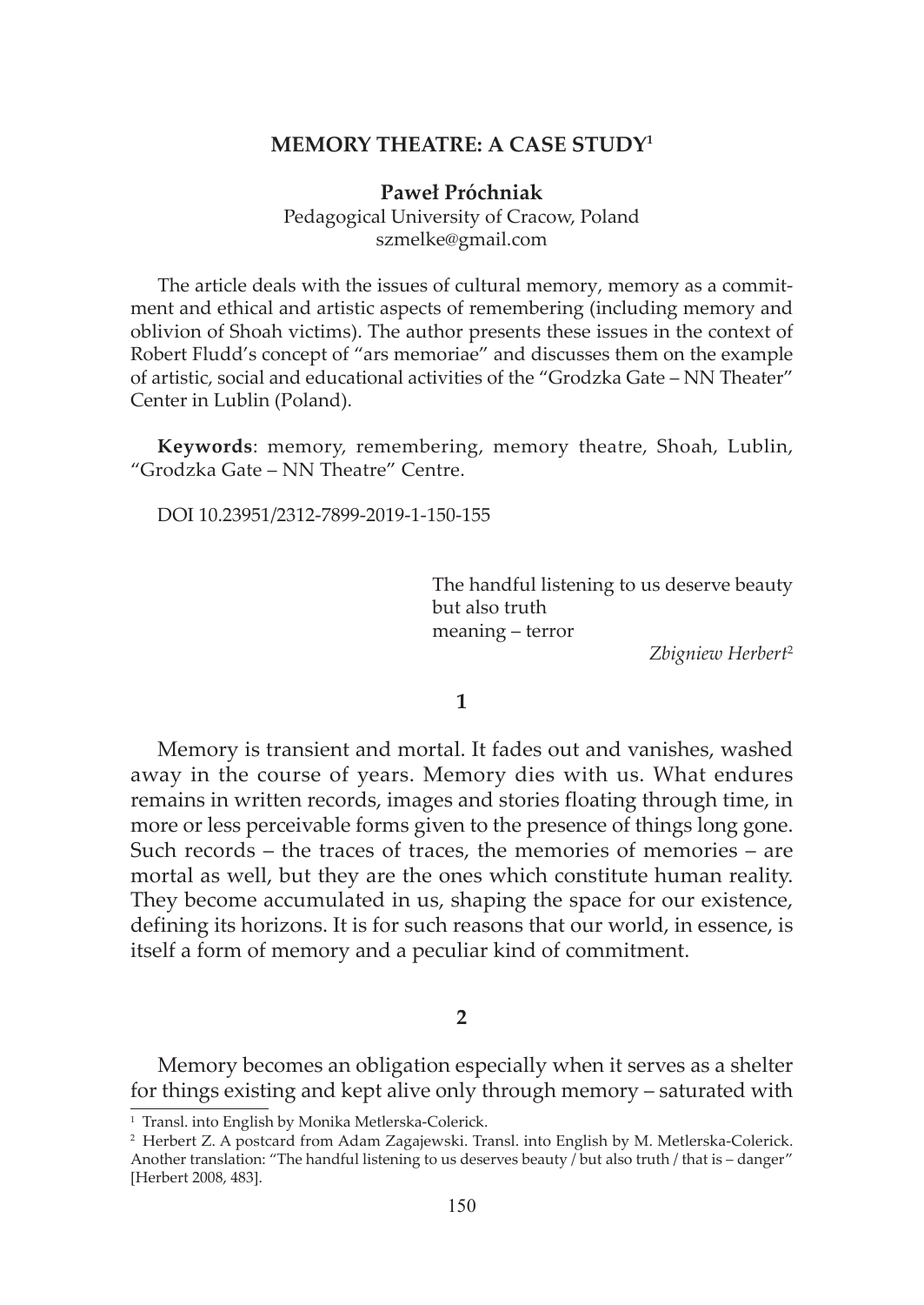# MEMORY THEATRE: A CASE STUDY[1]

**Paweł Próchniak**
Pedagogical University of Cracow, Poland
szmelke@gmail.com

The article deals with the issues of cultural memory, memory as a commitment and ethical and artistic aspects of remembering (including memory and oblivion of Shoah victims). The author presents these issues in the context of Robert Fludd's concept of "ars memoriae" and discusses them on the example of artistic, social and educational activities of the "Grodzka Gate – NN Theater" Center in Lublin (Poland).

**Keywords**: memory, remembering, memory theatre, Shoah, Lublin, "Grodzka Gate – NN Theatre" Centre.

DOI 10.23951/2312-7899-2019-1-150-155

> The handful listening to us deserve beauty
> but also truth
> meaning – terror
>
> *Zbigniew Herbert*[2]

**1**

Memory is transient and mortal. It fades out and vanishes, washed away in the course of years. Memory dies with us. What endures remains in written records, images and stories floating through time, in more or less perceivable forms given to the presence of things long gone. Such records – the traces of traces, the memories of memories – are mortal as well, but they are the ones which constitute human reality. They become accumulated in us, shaping the space for our existence, defining its horizons. It is for such reasons that our world, in essence, is itself a form of memory and a peculiar kind of commitment.

**2**

Memory becomes an obligation especially when it serves as a shelter for things existing and kept alive only through memory – saturated with

---

[1] Transl. into English by Monika Metlerska-Colerick.

[2] Herbert Z. A postcard from Adam Zagajewski. Transl. into English by M. Metlerska-Colerick. Another translation: "The handful listening to us deserves beauty / but also truth / that is – danger" [Herbert 2008, 483].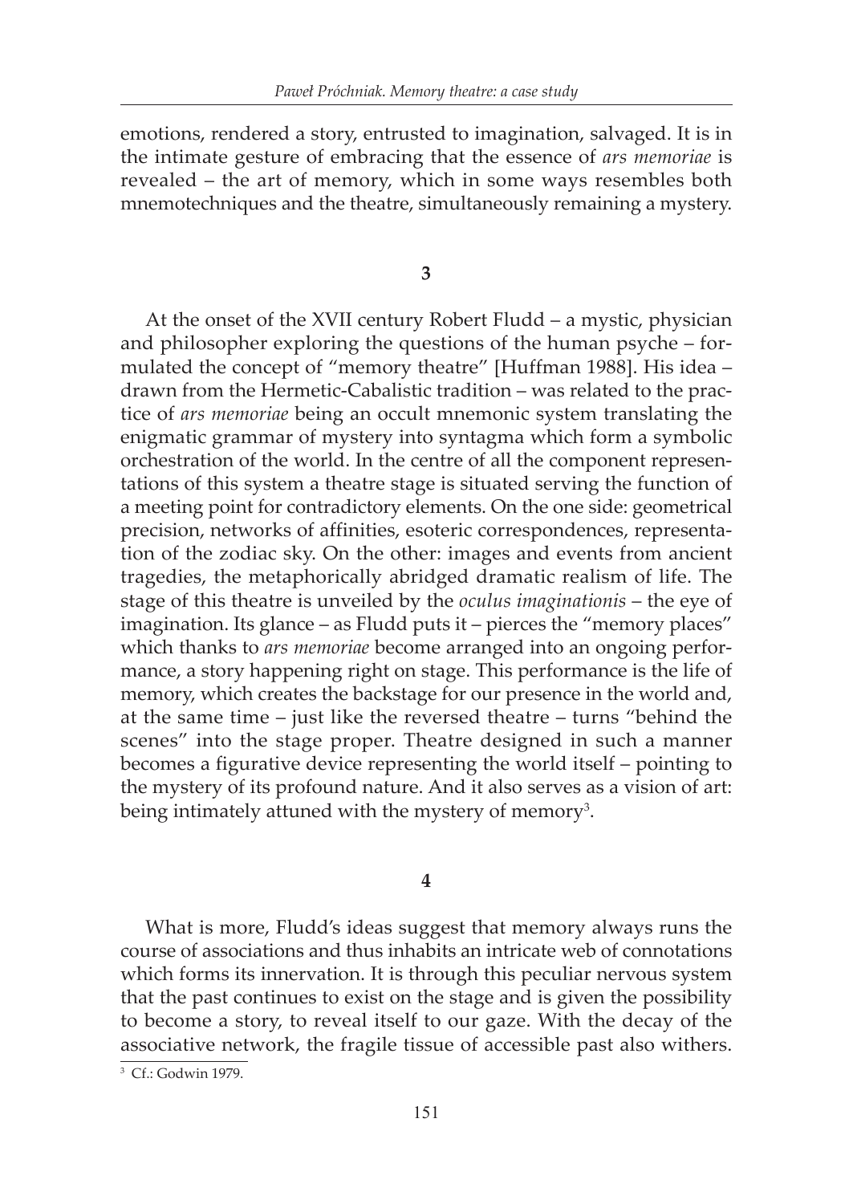emotions, rendered a story, entrusted to imagination, salvaged. It is in the intimate gesture of embracing that the essence of *ars memoriae* is revealed – the art of memory, which in some ways resembles both mnemotechniques and the theatre, simultaneously remaining a mystery.

**3**

At the onset of the XVII century Robert Fludd – a mystic, physician and philosopher exploring the questions of the human psyche – formulated the concept of "memory theatre" [Huffman 1988]. His idea – drawn from the Hermetic-Cabalistic tradition – was related to the practice of *ars memoriae* being an occult mnemonic system translating the enigmatic grammar of mystery into syntagma which form a symbolic orchestration of the world. In the centre of all the component representations of this system a theatre stage is situated serving the function of a meeting point for contradictory elements. On the one side: geometrical precision, networks of affinities, esoteric correspondences, representation of the zodiac sky. On the other: images and events from ancient tragedies, the metaphorically abridged dramatic realism of life. The stage of this theatre is unveiled by the *oculus imaginationis* – the eye of imagination. Its glance – as Fludd puts it – pierces the "memory places" which thanks to *ars memoriae* become arranged into an ongoing performance, a story happening right on stage. This performance is the life of memory, which creates the backstage for our presence in the world and, at the same time – just like the reversed theatre – turns "behind the scenes" into the stage proper. Theatre designed in such a manner becomes a figurative device representing the world itself – pointing to the mystery of its profound nature. And it also serves as a vision of art: being intimately attuned with the mystery of memory[3].

**4**

What is more, Fludd's ideas suggest that memory always runs the course of associations and thus inhabits an intricate web of connotations which forms its innervation. It is through this peculiar nervous system that the past continues to exist on the stage and is given the possibility to become a story, to reveal itself to our gaze. With the decay of the associative network, the fragile tissue of accessible past also withers.

[3] Cf.: Godwin 1979.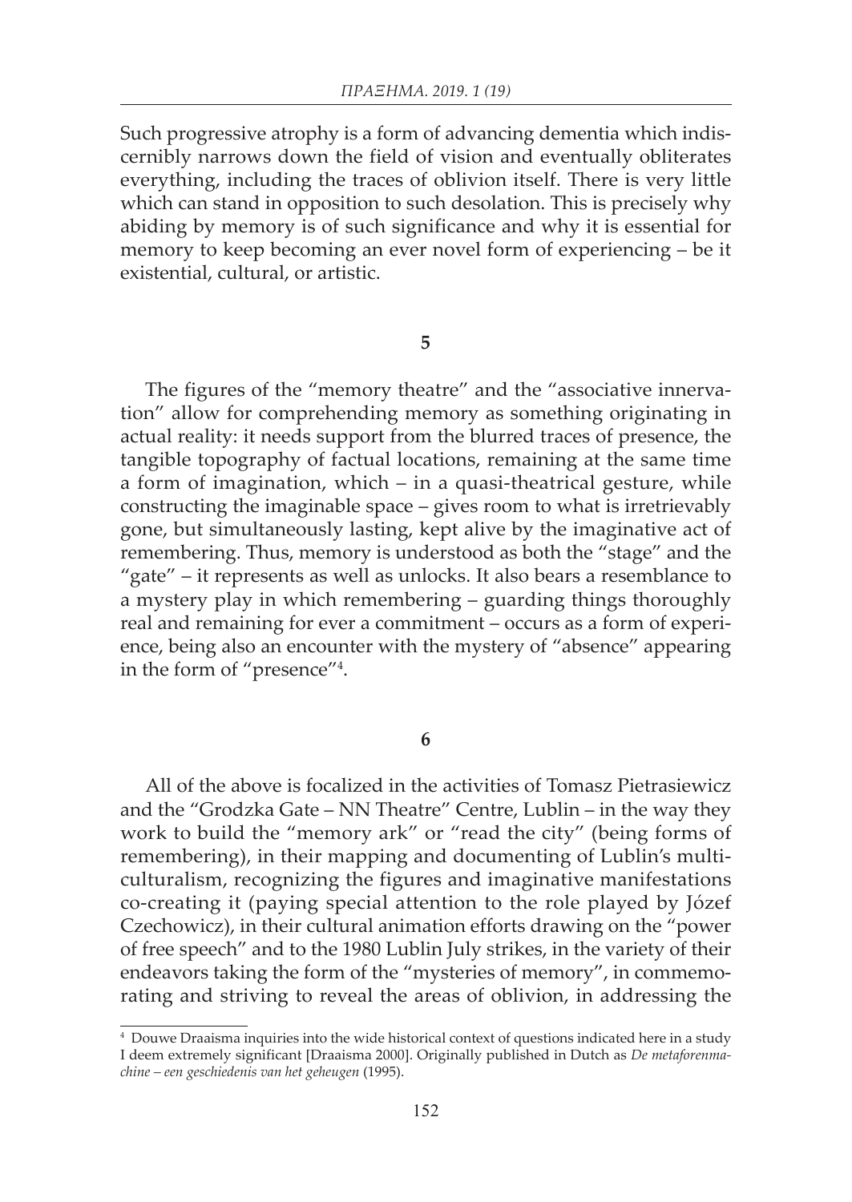Such progressive atrophy is a form of advancing dementia which indiscernibly narrows down the field of vision and eventually obliterates everything, including the traces of oblivion itself. There is very little which can stand in opposition to such desolation. This is precisely why abiding by memory is of such significance and why it is essential for memory to keep becoming an ever novel form of experiencing – be it existential, cultural, or artistic.

**5**

The figures of the "memory theatre" and the "associative innervation" allow for comprehending memory as something originating in actual reality: it needs support from the blurred traces of presence, the tangible topography of factual locations, remaining at the same time a form of imagination, which – in a quasi-theatrical gesture, while constructing the imaginable space – gives room to what is irretrievably gone, but simultaneously lasting, kept alive by the imaginative act of remembering. Thus, memory is understood as both the "stage" and the "gate" – it represents as well as unlocks. It also bears a resemblance to a mystery play in which remembering – guarding things thoroughly real and remaining for ever a commitment – occurs as a form of experience, being also an encounter with the mystery of "absence" appearing in the form of "presence"[4].

**6**

All of the above is focalized in the activities of Tomasz Pietrasiewicz and the "Grodzka Gate – NN Theatre" Centre, Lublin – in the way they work to build the "memory ark" or "read the city" (being forms of remembering), in their mapping and documenting of Lublin's multiculturalism, recognizing the figures and imaginative manifestations co-creating it (paying special attention to the role played by Józef Czechowicz), in their cultural animation efforts drawing on the "power of free speech" and to the 1980 Lublin July strikes, in the variety of their endeavors taking the form of the "mysteries of memory", in commemorating and striving to reveal the areas of oblivion, in addressing the

[4] Douwe Draaisma inquiries into the wide historical context of questions indicated here in a study I deem extremely significant [Draaisma 2000]. Originally published in Dutch as *De metaforenmachine – een geschiedenis van het geheugen* (1995).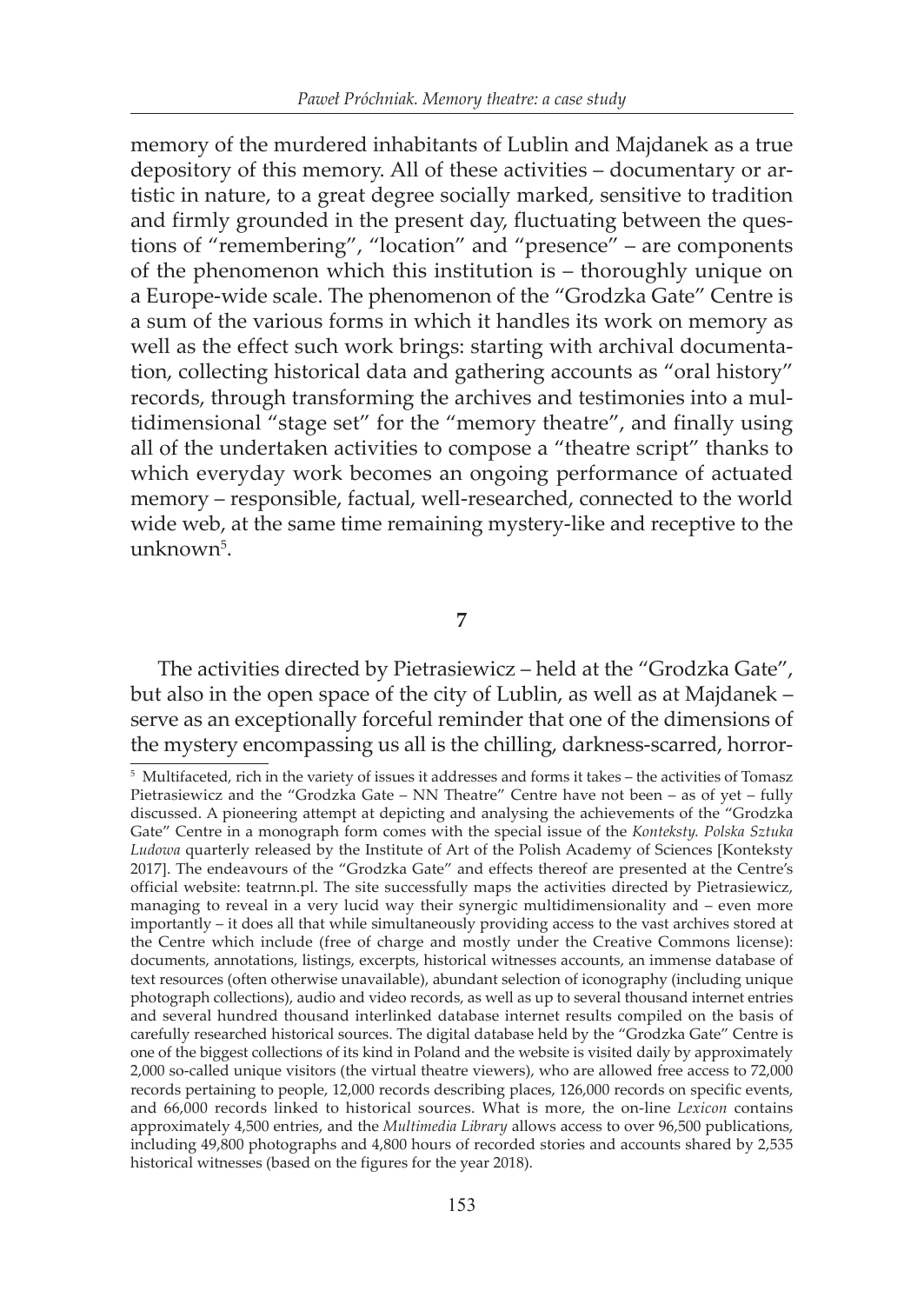memory of the murdered inhabitants of Lublin and Majdanek as a true depository of this memory. All of these activities – documentary or artistic in nature, to a great degree socially marked, sensitive to tradition and firmly grounded in the present day, fluctuating between the questions of "remembering", "location" and "presence" – are components of the phenomenon which this institution is – thoroughly unique on a Europe-wide scale. The phenomenon of the "Grodzka Gate" Centre is a sum of the various forms in which it handles its work on memory as well as the effect such work brings: starting with archival documentation, collecting historical data and gathering accounts as "oral history" records, through transforming the archives and testimonies into a multidimensional "stage set" for the "memory theatre", and finally using all of the undertaken activities to compose a "theatre script" thanks to which everyday work becomes an ongoing performance of actuated memory – responsible, factual, well-researched, connected to the world wide web, at the same time remaining mystery-like and receptive to the unknown[5].

## 7

The activities directed by Pietrasiewicz – held at the "Grodzka Gate", but also in the open space of the city of Lublin, as well as at Majdanek – serve as an exceptionally forceful reminder that one of the dimensions of the mystery encompassing us all is the chilling, darkness-scarred, horror-

[5] Multifaceted, rich in the variety of issues it addresses and forms it takes – the activities of Tomasz Pietrasiewicz and the "Grodzka Gate – NN Theatre" Centre have not been – as of yet – fully discussed. A pioneering attempt at depicting and analysing the achievements of the "Grodzka Gate" Centre in a monograph form comes with the special issue of the *Konteksty. Polska Sztuka Ludowa* quarterly released by the Institute of Art of the Polish Academy of Sciences [Konteksty 2017]. The endeavours of the "Grodzka Gate" and effects thereof are presented at the Centre's official website: teatrnn.pl. The site successfully maps the activities directed by Pietrasiewicz, managing to reveal in a very lucid way their synergic multidimensionality and – even more importantly – it does all that while simultaneously providing access to the vast archives stored at the Centre which include (free of charge and mostly under the Creative Commons license): documents, annotations, listings, excerpts, historical witnesses accounts, an immense database of text resources (often otherwise unavailable), abundant selection of iconography (including unique photograph collections), audio and video records, as well as up to several thousand internet entries and several hundred thousand interlinked database internet results compiled on the basis of carefully researched historical sources. The digital database held by the "Grodzka Gate" Centre is one of the biggest collections of its kind in Poland and the website is visited daily by approximately 2,000 so-called unique visitors (the virtual theatre viewers), who are allowed free access to 72,000 records pertaining to people, 12,000 records describing places, 126,000 records on specific events, and 66,000 records linked to historical sources. What is more, the on-line *Lexicon* contains approximately 4,500 entries, and the *Multimedia Library* allows access to over 96,500 publications, including 49,800 photographs and 4,800 hours of recorded stories and accounts shared by 2,535 historical witnesses (based on the figures for the year 2018).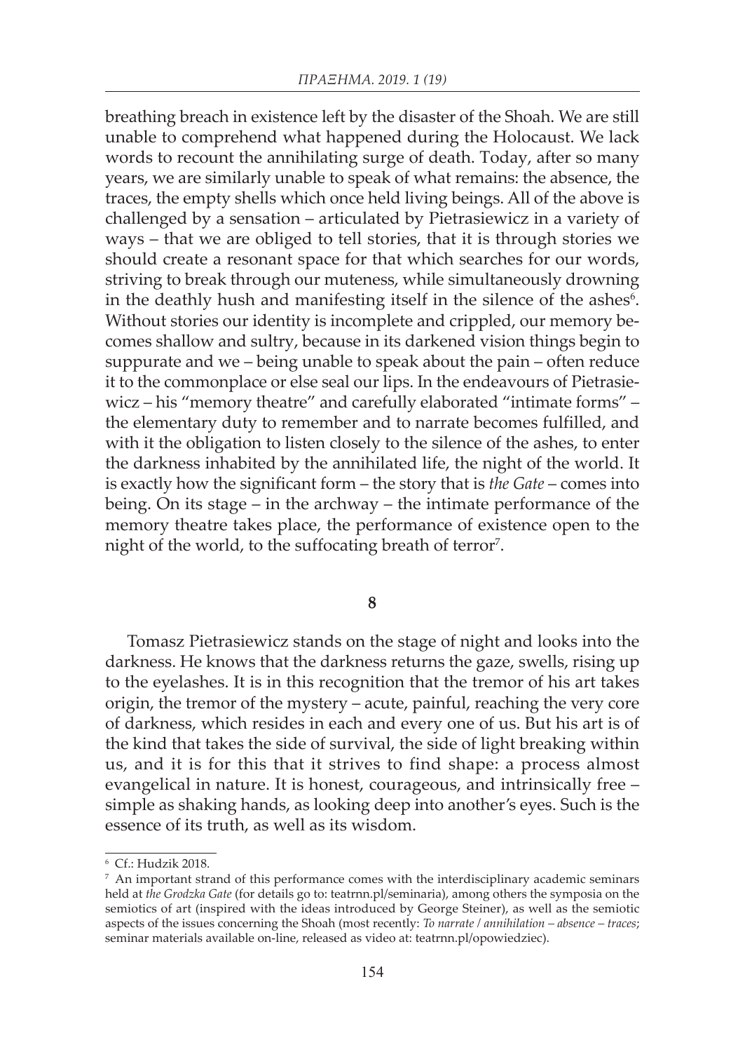breathing breach in existence left by the disaster of the Shoah. We are still unable to comprehend what happened during the Holocaust. We lack words to recount the annihilating surge of death. Today, after so many years, we are similarly unable to speak of what remains: the absence, the traces, the empty shells which once held living beings. All of the above is challenged by a sensation – articulated by Pietrasiewicz in a variety of ways – that we are obliged to tell stories, that it is through stories we should create a resonant space for that which searches for our words, striving to break through our muteness, while simultaneously drowning in the deathly hush and manifesting itself in the silence of the ashes[6]. Without stories our identity is incomplete and crippled, our memory becomes shallow and sultry, because in its darkened vision things begin to suppurate and we – being unable to speak about the pain – often reduce it to the commonplace or else seal our lips. In the endeavours of Pietrasiewicz – his "memory theatre" and carefully elaborated "intimate forms" – the elementary duty to remember and to narrate becomes fulfilled, and with it the obligation to listen closely to the silence of the ashes, to enter the darkness inhabited by the annihilated life, the night of the world. It is exactly how the significant form – the story that is *the Gate* – comes into being. On its stage – in the archway – the intimate performance of the memory theatre takes place, the performance of existence open to the night of the world, to the suffocating breath of terror[7].

## 8

Tomasz Pietrasiewicz stands on the stage of night and looks into the darkness. He knows that the darkness returns the gaze, swells, rising up to the eyelashes. It is in this recognition that the tremor of his art takes origin, the tremor of the mystery – acute, painful, reaching the very core of darkness, which resides in each and every one of us. But his art is of the kind that takes the side of survival, the side of light breaking within us, and it is for this that it strives to find shape: a process almost evangelical in nature. It is honest, courageous, and intrinsically free – simple as shaking hands, as looking deep into another's eyes. Such is the essence of its truth, as well as its wisdom.

---

[6] Cf.: Hudzik 2018.

[7] An important strand of this performance comes with the interdisciplinary academic seminars held at *the Grodzka Gate* (for details go to: teatrnn.pl/seminaria), among others the symposia on the semiotics of art (inspired with the ideas introduced by George Steiner), as well as the semiotic aspects of the issues concerning the Shoah (most recently: *To narrate / annihilation – absence – traces*; seminar materials available on-line, released as video at: teatrnn.pl/opowiedziec).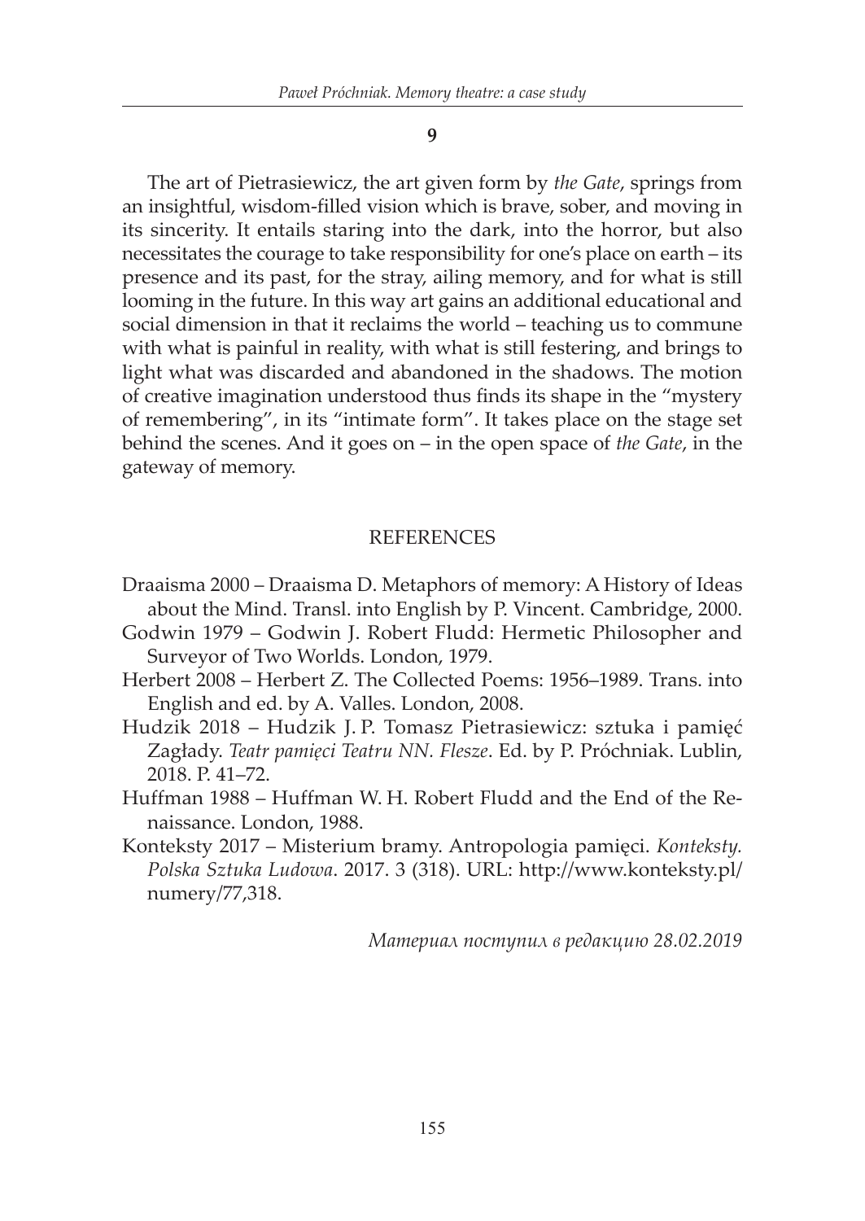**9**

The art of Pietrasiewicz, the art given form by *the Gate*, springs from an insightful, wisdom-filled vision which is brave, sober, and moving in its sincerity. It entails staring into the dark, into the horror, but also necessitates the courage to take responsibility for one's place on earth – its presence and its past, for the stray, ailing memory, and for what is still looming in the future. In this way art gains an additional educational and social dimension in that it reclaims the world – teaching us to commune with what is painful in reality, with what is still festering, and brings to light what was discarded and abandoned in the shadows. The motion of creative imagination understood thus finds its shape in the "mystery of remembering", in its "intimate form". It takes place on the stage set behind the scenes. And it goes on – in the open space of *the Gate*, in the gateway of memory.

## REFERENCES

Draaisma 2000 – Draaisma D. Metaphors of memory: A History of Ideas about the Mind. Transl. into English by P. Vincent. Cambridge, 2000.

Godwin 1979 – Godwin J. Robert Fludd: Hermetic Philosopher and Surveyor of Two Worlds. London, 1979.

Herbert 2008 – Herbert Z. The Collected Poems: 1956–1989. Trans. into English and ed. by A. Valles. London, 2008.

Hudzik 2018 – Hudzik J. P. Tomasz Pietrasiewicz: sztuka i pamięć Zagłady. *Teatr pamięci Teatru NN. Flesze*. Ed. by P. Próchniak. Lublin, 2018. P. 41–72.

Huffman 1988 – Huffman W. H. Robert Fludd and the End of the Renaissance. London, 1988.

Konteksty 2017 – Misterium bramy. Antropologia pamięci. *Konteksty. Polska Sztuka Ludowa*. 2017. 3 (318). URL: http://www.konteksty.pl/numery/77,318.

*Материал поступил в редакцию 28.02.2019*